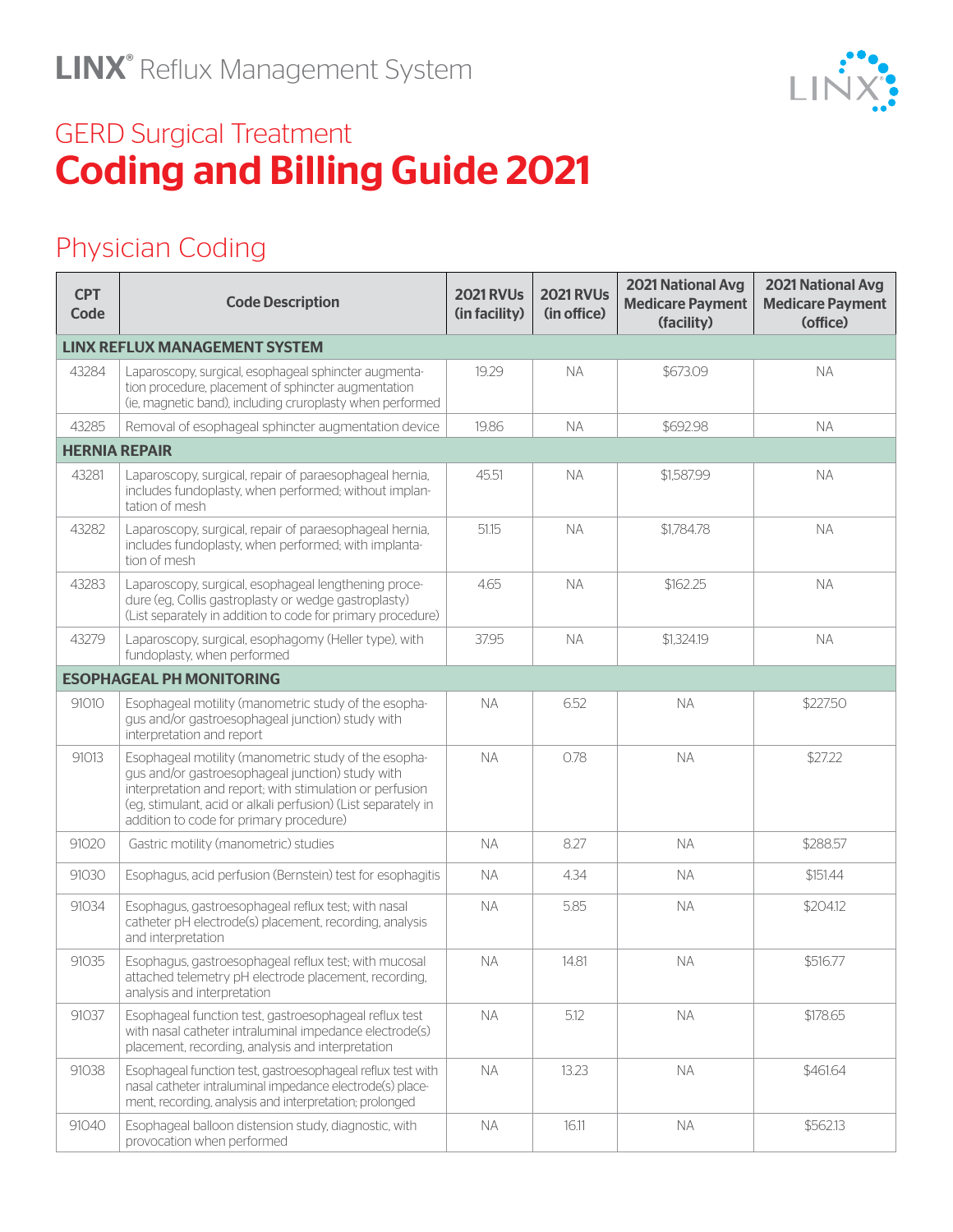# LINX® Reflux Management System

## GERD Surgical Treatment
# Coding and Billing Guide 2021

## Physician Coding

| CPT Code | Code Description | 2021 RVUs (in facility) | 2021 RVUs (in office) | 2021 National Avg Medicare Payment (facility) | 2021 National Avg Medicare Payment (office) |
|---|---|---|---|---|---|
| **LINX REFLUX MANAGEMENT SYSTEM** | | | | | |
| 43284 | Laparoscopy, surgical, esophageal sphincter augmentation procedure, placement of sphincter augmentation (ie, magnetic band), including cruroplasty when performed | 19.29 | NA | $673.09 | NA |
| 43285 | Removal of esophageal sphincter augmentation device | 19.86 | NA | $692.98 | NA |
| **HERNIA REPAIR** | | | | | |
| 43281 | Laparoscopy, surgical, repair of paraesophageal hernia, includes fundoplasty, when performed; without implantation of mesh | 45.51 | NA | $1,587.99 | NA |
| 43282 | Laparoscopy, surgical, repair of paraesophageal hernia, includes fundoplasty, when performed; with implantation of mesh | 51.15 | NA | $1,784.78 | NA |
| 43283 | Laparoscopy, surgical, esophageal lengthening procedure (eg, Collis gastroplasty or wedge gastroplasty) (List separately in addition to code for primary procedure) | 4.65 | NA | $162.25 | NA |
| 43279 | Laparoscopy, surgical, esophagomy (Heller type), with fundoplasty, when performed | 37.95 | NA | $1,324.19 | NA |
| **ESOPHAGEAL PH MONITORING** | | | | | |
| 91010 | Esophageal motility (manometric study of the esophagus and/or gastroesophageal junction) study with interpretation and report | NA | 6.52 | NA | $227.50 |
| 91013 | Esophageal motility (manometric study of the esophagus and/or gastroesophageal junction) study with interpretation and report; with stimulation or perfusion (eg, stimulant, acid or alkali perfusion) (List separately in addition to code for primary procedure) | NA | 0.78 | NA | $27.22 |
| 91020 | Gastric motility (manometric) studies | NA | 8.27 | NA | $288.57 |
| 91030 | Esophagus, acid perfusion (Bernstein) test for esophagitis | NA | 4.34 | NA | $151.44 |
| 91034 | Esophagus, gastroesophageal reflux test; with nasal catheter pH electrode(s) placement, recording, analysis and interpretation | NA | 5.85 | NA | $204.12 |
| 91035 | Esophagus, gastroesophageal reflux test; with mucosal attached telemetry pH electrode placement, recording, analysis and interpretation | NA | 14.81 | NA | $516.77 |
| 91037 | Esophageal function test, gastroesophageal reflux test with nasal catheter intraluminal impedance electrode(s) placement, recording, analysis and interpretation | NA | 5.12 | NA | $178.65 |
| 91038 | Esophageal function test, gastroesophageal reflux test with nasal catheter intraluminal impedance electrode(s) placement, recording, analysis and interpretation; prolonged | NA | 13.23 | NA | $461.64 |
| 91040 | Esophageal balloon distension study, diagnostic, with provocation when performed | NA | 16.11 | NA | $562.13 |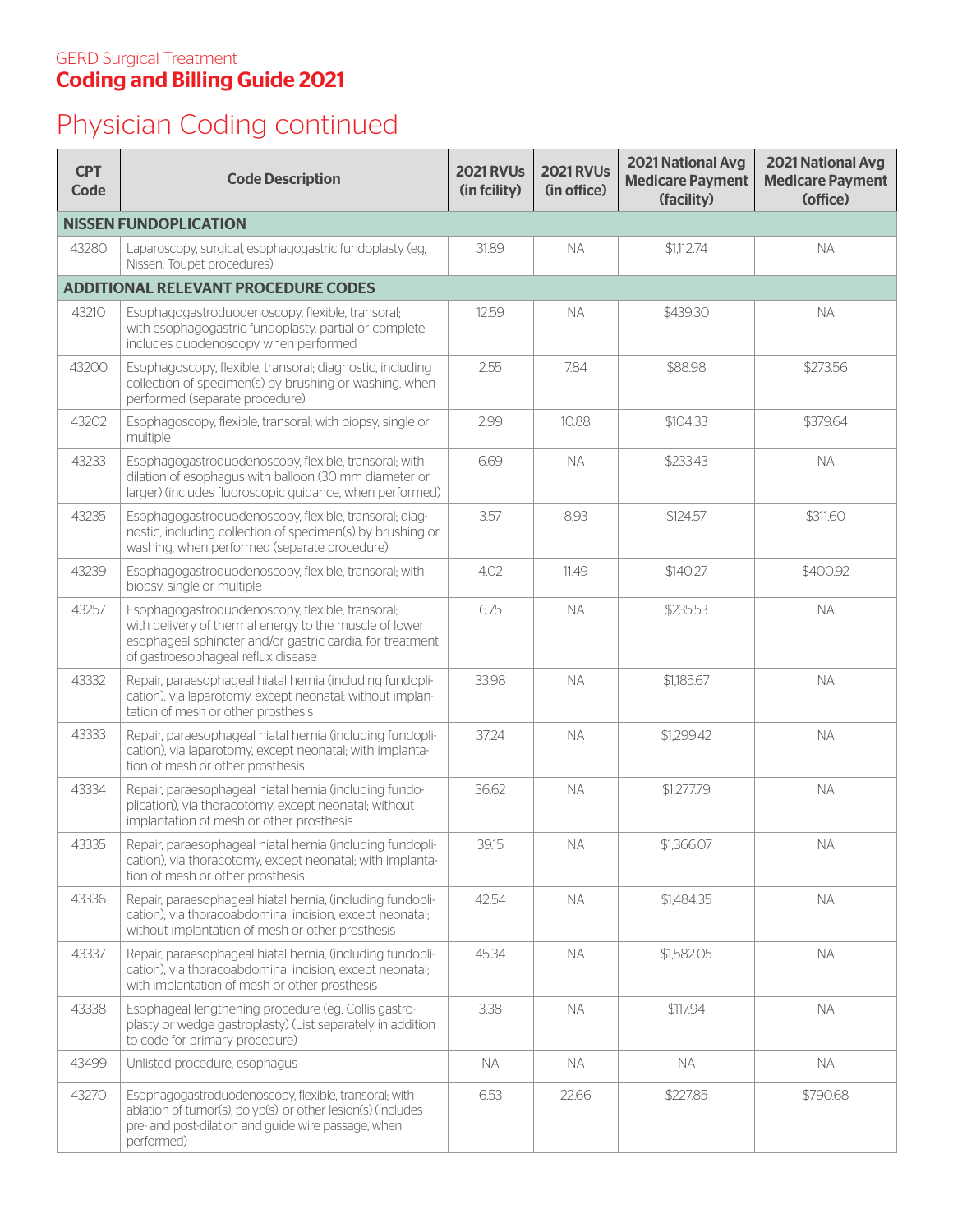GERD Surgical Treatment

# Coding and Billing Guide 2021

## Physician Coding continued

| CPT Code | Code Description | 2021 RVUs (in fcility) | 2021 RVUs (in office) | 2021 National Avg Medicare Payment (facility) | 2021 National Avg Medicare Payment (office) |
|---|---|---|---|---|---|
| **NISSEN FUNDOPLICATION** | | | | | |
| 43280 | Laparoscopy, surgical, esophagogastric fundoplasty (eg, Nissen, Toupet procedures) | 31.89 | NA | $1,112.74 | NA |
| **ADDITIONAL RELEVANT PROCEDURE CODES** | | | | | |
| 43210 | Esophagogastroduodenoscopy, flexible, transoral; with esophagogastric fundoplasty, partial or complete, includes duodenoscopy when performed | 12.59 | NA | $439.30 | NA |
| 43200 | Esophagoscopy, flexible, transoral; diagnostic, including collection of specimen(s) by brushing or washing, when performed (separate procedure) | 2.55 | 7.84 | $88.98 | $273.56 |
| 43202 | Esophagoscopy, flexible, transoral; with biopsy, single or multiple | 2.99 | 10.88 | $104.33 | $379.64 |
| 43233 | Esophagogastroduodenoscopy, flexible, transoral; with dilation of esophagus with balloon (30 mm diameter or larger) (includes fluoroscopic guidance, when performed) | 6.69 | NA | $233.43 | NA |
| 43235 | Esophagogastroduodenoscopy, flexible, transoral; diagnostic, including collection of specimen(s) by brushing or washing, when performed (separate procedure) | 3.57 | 8.93 | $124.57 | $311.60 |
| 43239 | Esophagogastroduodenoscopy, flexible, transoral; with biopsy, single or multiple | 4.02 | 11.49 | $140.27 | $400.92 |
| 43257 | Esophagogastroduodenoscopy, flexible, transoral; with delivery of thermal energy to the muscle of lower esophageal sphincter and/or gastric cardia, for treatment of gastroesophageal reflux disease | 6.75 | NA | $235.53 | NA |
| 43332 | Repair, paraesophageal hiatal hernia (including fundoplication), via laparotomy, except neonatal; without implantation of mesh or other prosthesis | 33.98 | NA | $1,185.67 | NA |
| 43333 | Repair, paraesophageal hiatal hernia (including fundoplication), via laparotomy, except neonatal; with implantation of mesh or other prosthesis | 37.24 | NA | $1,299.42 | NA |
| 43334 | Repair, paraesophageal hiatal hernia (including fundoplication), via thoracotomy, except neonatal; without implantation of mesh or other prosthesis | 36.62 | NA | $1,277.79 | NA |
| 43335 | Repair, paraesophageal hiatal hernia (including fundoplication), via thoracotomy, except neonatal; with implantation of mesh or other prosthesis | 39.15 | NA | $1,366.07 | NA |
| 43336 | Repair, paraesophageal hiatal hernia, (including fundoplication), via thoracoabdominal incision, except neonatal; without implantation of mesh or other prosthesis | 42.54 | NA | $1,484.35 | NA |
| 43337 | Repair, paraesophageal hiatal hernia, (including fundoplication), via thoracoabdominal incision, except neonatal; with implantation of mesh or other prosthesis | 45.34 | NA | $1,582.05 | NA |
| 43338 | Esophageal lengthening procedure (eg, Collis gastroplasty or wedge gastroplasty) (List separately in addition to code for primary procedure) | 3.38 | NA | $117.94 | NA |
| 43499 | Unlisted procedure, esophagus | NA | NA | NA | NA |
| 43270 | Esophagogastroduodenoscopy, flexible, transoral; with ablation of tumor(s), polyp(s), or other lesion(s) (includes pre- and post-dilation and guide wire passage, when performed) | 6.53 | 22.66 | $227.85 | $790.68 |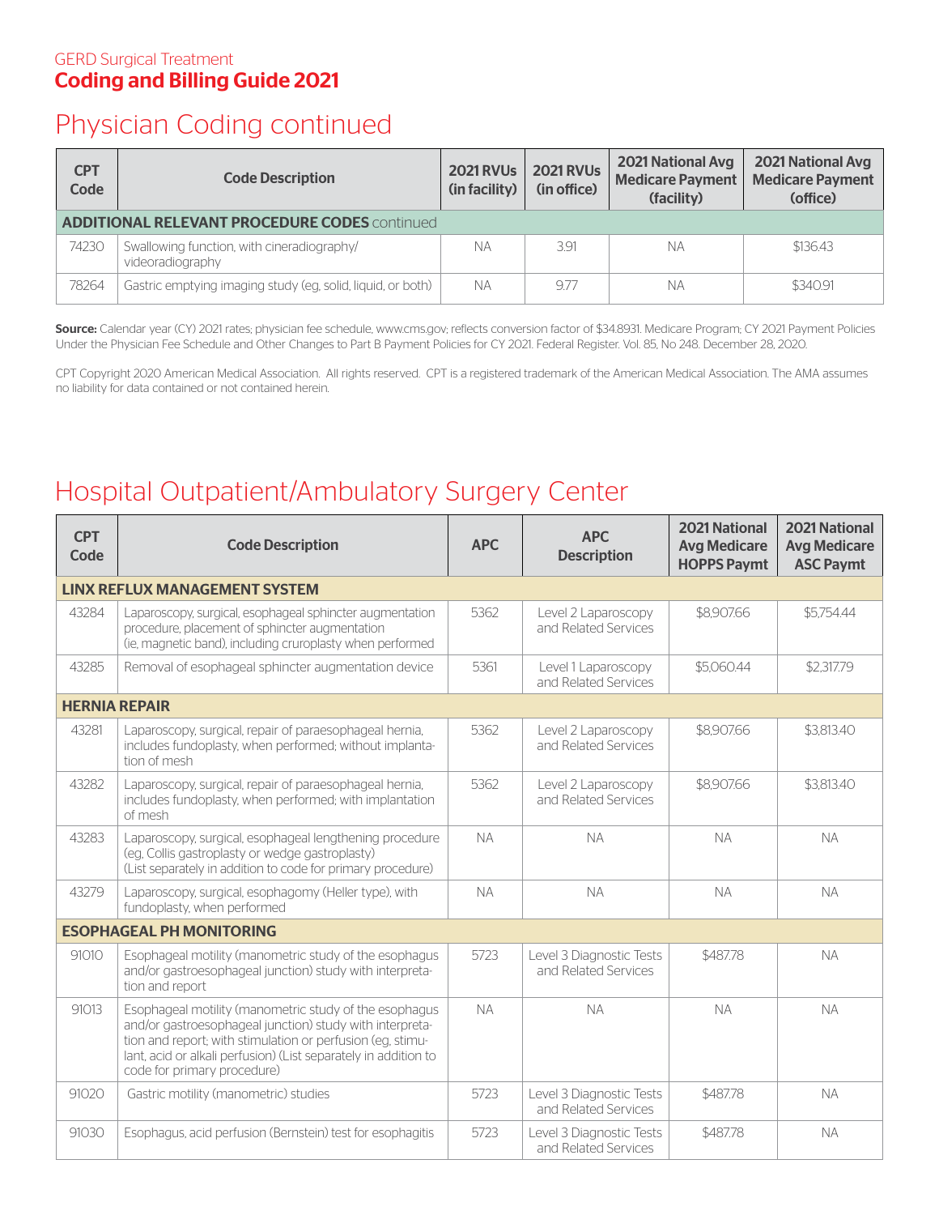GERD Surgical Treatment
**Coding and Billing Guide 2021**

# Physician Coding continued

| CPT Code | Code Description | 2021 RVUs (in facility) | 2021 RVUs (in office) | 2021 National Avg Medicare Payment (facility) | 2021 National Avg Medicare Payment (office) |
|---|---|---|---|---|---|
| **ADDITIONAL RELEVANT PROCEDURE CODES** continued | | | | | |
| 74230 | Swallowing function, with cineradiography/ videoradiography | NA | 3.91 | NA | $136.43 |
| 78264 | Gastric emptying imaging study (eg, solid, liquid, or both) | NA | 9.77 | NA | $340.91 |

**Source:** Calendar year (CY) 2021 rates; physician fee schedule, www.cms.gov; reflects conversion factor of $34.8931. Medicare Program; CY 2021 Payment Policies Under the Physician Fee Schedule and Other Changes to Part B Payment Policies for CY 2021. Federal Register. Vol. 85, No 248. December 28, 2020.

CPT Copyright 2020 American Medical Association. All rights reserved. CPT is a registered trademark of the American Medical Association. The AMA assumes no liability for data contained or not contained herein.

# Hospital Outpatient/Ambulatory Surgery Center

| CPT Code | Code Description | APC | APC Description | 2021 National Avg Medicare HOPPS Paymt | 2021 National Avg Medicare ASC Paymt |
|---|---|---|---|---|---|
| **LINX REFLUX MANAGEMENT SYSTEM** | | | | | |
| 43284 | Laparoscopy, surgical, esophageal sphincter augmentation procedure, placement of sphincter augmentation (ie, magnetic band), including cruroplasty when performed | 5362 | Level 2 Laparoscopy and Related Services | $8,907.66 | $5,754.44 |
| 43285 | Removal of esophageal sphincter augmentation device | 5361 | Level 1 Laparoscopy and Related Services | $5,060.44 | $2,317.79 |
| **HERNIA REPAIR** | | | | | |
| 43281 | Laparoscopy, surgical, repair of paraesophageal hernia, includes fundoplasty, when performed; without implantation of mesh | 5362 | Level 2 Laparoscopy and Related Services | $8,907.66 | $3,813.40 |
| 43282 | Laparoscopy, surgical, repair of paraesophageal hernia, includes fundoplasty, when performed; with implantation of mesh | 5362 | Level 2 Laparoscopy and Related Services | $8,907.66 | $3,813.40 |
| 43283 | Laparoscopy, surgical, esophageal lengthening procedure (eg, Collis gastroplasty or wedge gastroplasty) (List separately in addition to code for primary procedure) | NA | NA | NA | NA |
| 43279 | Laparoscopy, surgical, esophagomy (Heller type), with fundoplasty, when performed | NA | NA | NA | NA |
| **ESOPHAGEAL PH MONITORING** | | | | | |
| 91010 | Esophageal motility (manometric study of the esophagus and/or gastroesophageal junction) study with interpretation and report | 5723 | Level 3 Diagnostic Tests and Related Services | $487.78 | NA |
| 91013 | Esophageal motility (manometric study of the esophagus and/or gastroesophageal junction) study with interpretation and report; with stimulation or perfusion (eg, stimulant, acid or alkali perfusion) (List separately in addition to code for primary procedure) | NA | NA | NA | NA |
| 91020 | Gastric motility (manometric) studies | 5723 | Level 3 Diagnostic Tests and Related Services | $487.78 | NA |
| 91030 | Esophagus, acid perfusion (Bernstein) test for esophagitis | 5723 | Level 3 Diagnostic Tests and Related Services | $487.78 | NA |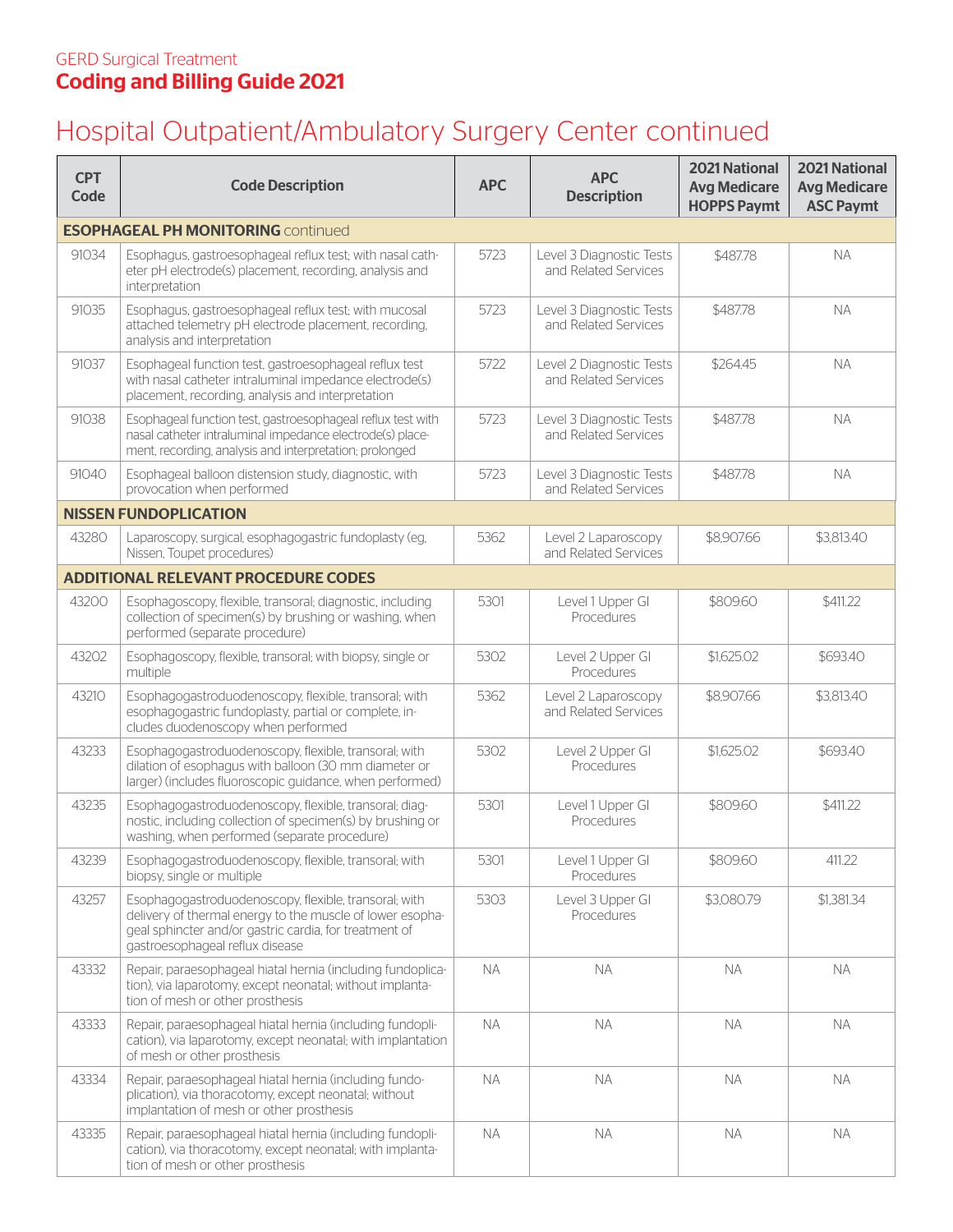GERD Surgical Treatment

**Coding and Billing Guide 2021**

# Hospital Outpatient/Ambulatory Surgery Center continued

| CPT Code | Code Description | APC | APC Description | 2021 National Avg Medicare HOPPS Paymt | 2021 National Avg Medicare ASC Paymt |
|---|---|---|---|---|---|
| **ESOPHAGEAL PH MONITORING** continued | | | | | |
| 91034 | Esophagus, gastroesophageal reflux test; with nasal catheter pH electrode(s) placement, recording, analysis and interpretation | 5723 | Level 3 Diagnostic Tests and Related Services | $487.78 | NA |
| 91035 | Esophagus, gastroesophageal reflux test; with mucosal attached telemetry pH electrode placement, recording, analysis and interpretation | 5723 | Level 3 Diagnostic Tests and Related Services | $487.78 | NA |
| 91037 | Esophageal function test, gastroesophageal reflux test with nasal catheter intraluminal impedance electrode(s) placement, recording, analysis and interpretation | 5722 | Level 2 Diagnostic Tests and Related Services | $264.45 | NA |
| 91038 | Esophageal function test, gastroesophageal reflux test with nasal catheter intraluminal impedance electrode(s) placement, recording, analysis and interpretation; prolonged | 5723 | Level 3 Diagnostic Tests and Related Services | $487.78 | NA |
| 91040 | Esophageal balloon distension study, diagnostic, with provocation when performed | 5723 | Level 3 Diagnostic Tests and Related Services | $487.78 | NA |
| **NISSEN FUNDOPLICATION** | | | | | |
| 43280 | Laparoscopy, surgical, esophagogastric fundoplasty (eg, Nissen, Toupet procedures) | 5362 | Level 2 Laparoscopy and Related Services | $8,907.66 | $3,813.40 |
| **ADDITIONAL RELEVANT PROCEDURE CODES** | | | | | |
| 43200 | Esophagoscopy, flexible, transoral; diagnostic, including collection of specimen(s) by brushing or washing, when performed (separate procedure) | 5301 | Level 1 Upper GI Procedures | $809.60 | $411.22 |
| 43202 | Esophagoscopy, flexible, transoral; with biopsy, single or multiple | 5302 | Level 2 Upper GI Procedures | $1,625.02 | $693.40 |
| 43210 | Esophagogastroduodenoscopy, flexible, transoral; with esophagogastric fundoplasty, partial or complete, includes duodenoscopy when performed | 5362 | Level 2 Laparoscopy and Related Services | $8,907.66 | $3,813.40 |
| 43233 | Esophagogastroduodenoscopy, flexible, transoral; with dilation of esophagus with balloon (30 mm diameter or larger) (includes fluoroscopic guidance, when performed) | 5302 | Level 2 Upper GI Procedures | $1,625.02 | $693.40 |
| 43235 | Esophagogastroduodenoscopy, flexible, transoral; diagnostic, including collection of specimen(s) by brushing or washing, when performed (separate procedure) | 5301 | Level 1 Upper GI Procedures | $809.60 | $411.22 |
| 43239 | Esophagogastroduodenoscopy, flexible, transoral; with biopsy, single or multiple | 5301 | Level 1 Upper GI Procedures | $809.60 | 411.22 |
| 43257 | Esophagogastroduodenoscopy, flexible, transoral; with delivery of thermal energy to the muscle of lower esophageal sphincter and/or gastric cardia, for treatment of gastroesophageal reflux disease | 5303 | Level 3 Upper GI Procedures | $3,080.79 | $1,381.34 |
| 43332 | Repair, paraesophageal hiatal hernia (including fundoplication), via laparotomy, except neonatal; without implantation of mesh or other prosthesis | NA | NA | NA | NA |
| 43333 | Repair, paraesophageal hiatal hernia (including fundoplication), via laparotomy, except neonatal; with implantation of mesh or other prosthesis | NA | NA | NA | NA |
| 43334 | Repair, paraesophageal hiatal hernia (including fundoplication), via thoracotomy, except neonatal; without implantation of mesh or other prosthesis | NA | NA | NA | NA |
| 43335 | Repair, paraesophageal hiatal hernia (including fundoplication), via thoracotomy, except neonatal; with implantation of mesh or other prosthesis | NA | NA | NA | NA |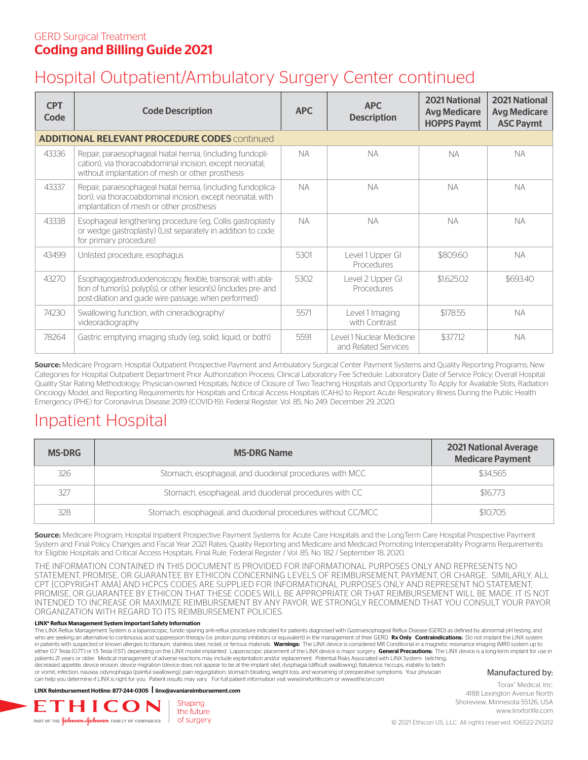GERD Surgical Treatment
**Coding and Billing Guide 2021**

# Hospital Outpatient/Ambulatory Surgery Center continued

| CPT Code | Code Description | APC | APC Description | 2021 National Avg Medicare HOPPS Paymt | 2021 National Avg Medicare ASC Paymt |
|---|---|---|---|---|---|
| **ADDITIONAL RELEVANT PROCEDURE CODES** continued | | | | | |
| 43336 | Repair, paraesophageal hiatal hernia, (including fundoplication), via thoracoabdominal incision, except neonatal; without implantation of mesh or other prosthesis | NA | NA | NA | NA |
| 43337 | Repair, paraesophageal hiatal hernia, (including fundoplication), via thoracoabdominal incision, except neonatal; with implantation of mesh or other prosthesis | NA | NA | NA | NA |
| 43338 | Esophageal lengthening procedure (eg, Collis gastroplasty or wedge gastroplasty) (List separately in addition to code for primary procedure) | NA | NA | NA | NA |
| 43499 | Unlisted procedure, esophagus | 5301 | Level 1 Upper GI Procedures | $809.60 | NA |
| 43270 | Esophagogastroduodenoscopy, flexible, transoral; with ablation of tumor(s), polyp(s), or other lesion(s) (includes pre- and post-dilation and guide wire passage, when performed) | 5302 | Level 2 Upper GI Procedures | $1,625.02 | $693.40 |
| 74230 | Swallowing function, with cineradiography/videoradiography | 5571 | Level 1 Imaging with Contrast | $178.55 | NA |
| 78264 | Gastric emptying imaging study (eg, solid, liquid, or both) | 5591 | Level 1 Nuclear Medicine and Related Services | $377.12 | NA |

**Source:** Medicare Program: Hospital Outpatient Prospective Payment and Ambulatory Surgical Center Payment Systems and Quality Reporting Programs; New Categories for Hospital Outpatient Department Prior Authorization Process; Clinical Laboratory Fee Schedule: Laboratory Date of Service Policy; Overall Hospital Quality Star Rating Methodology; Physician-owned Hospitals; Notice of Closure of Two Teaching Hospitals and Opportunity To Apply for Available Slots, Radiation Oncology Model, and Reporting Requirements for Hospitals and Critical Access Hospitals (CAHs) to Report Acute Respiratory Illness During the Public Health Emergency (PHE) for Coronavirus Disease 2019 (COVID-19). Federal Register. Vol. 85, No 249. December 29, 2020.

# Inpatient Hospital

| MS-DRG | MS-DRG Name | 2021 National Average Medicare Payment |
|---|---|---|
| 326 | Stomach, esophageal, and duodenal procedures with MCC | $34,565 |
| 327 | Stomach, esophageal, and duodenal procedures with CC | $16,773 |
| 328 | Stomach, esophageal, and duodenal procedures without CC/MCC | $10,705 |

**Source:** Medicare Program; Hospital Inpatient Prospective Payment Systems for Acute Care Hospitals and the LongTerm Care Hospital Prospective Payment System and Final Policy Changes and Fiscal Year 2021 Rates; Quality Reporting and Medicare and Medicaid Promoting Interoperability Programs Requirements for Eligible Hospitals and Critical Access Hospitals. Final Rule. Federal Register / Vol. 85, No. 182 / September 18, 2020.

THE INFORMATION CONTAINED IN THIS DOCUMENT IS PROVIDED FOR INFORMATIONAL PURPOSES ONLY AND REPRESENTS NO STATEMENT, PROMISE, OR GUARANTEE BY ETHICON CONCERNING LEVELS OF REIMBURSEMENT, PAYMENT, OR CHARGE. SIMILARLY, ALL CPT [COPYRIGHT AMA] AND HCPCS CODES ARE SUPPLIED FOR INFORMATIONAL PURPOSES ONLY AND REPRESENT NO STATEMENT, PROMISE, OR GUARANTEE BY ETHICON THAT THESE CODES WILL BE APPROPRIATE OR THAT REIMBURSEMENT WILL BE MADE. IT IS NOT INTENDED TO INCREASE OR MAXIMIZE REIMBURSEMENT BY ANY PAYOR. WE STRONGLY RECOMMEND THAT YOU CONSULT YOUR PAYOR ORGANIZATION WITH REGARD TO ITS REIMBURSEMENT POLICIES.

**LINX® Reflux Management System Important Safety Information**

The LINX Reflux Management System is a laparoscopic, fundic-sparing anti-reflux procedure indicated for patients diagnosed with Gastroesophageal Reflux Disease (GERD) as defined by abnormal pH testing, and who are seeking an alternative to continuous acid suppression therapy (i.e. proton pump inhibitors or equivalent) in the management of their GERD. **Rx Only Contraindications:** Do not implant the LINX system in patients with suspected or known allergies to titanium, stainless steel, nickel, or ferrous materials. **Warnings:** The LINX device is considered MR Conditional in a magnetic resonance imaging (MRI) system up to either 0.7 Tesla (0.7T) or 1.5 Tesla (1.5T), depending on the LINX model implanted. Laparoscopic placement of the LINX device is major surgery. **General Precautions:** The LINX device is a long-term implant for use in patients 21 years or older. Medical management of adverse reactions may include explantation and/or replacement. Potential Risks Associated with LINX System: belching, decreased appetite, device erosion, device migration (device does not appear to be at the implant site), dysphagia (difficult swallowing), flatulence, hiccups, inability to belch or vomit, infection, nausea, odynophagia (painful swallowing), pain regurgitation, stomach bloating, weight loss, and worsening of preoperative symptoms. Your physician can help you determine if LINX is right for you. Patient results may vary. For full patient information visit www.linxforlife.com or www.ethicon.com.

**LINX Reimbursement Hotline: 877-244-0305 | linx@avaniareimbursement.com**

ETHICON — PART OF THE Johnson & Johnson FAMILY OF COMPANIES — Shaping the future of surgery

Manufactured by:

Torax® Medical, Inc.
4188 Lexington Avenue North
Shoreview, Minnesota 55126, USA
www.linxforlife.com

© 2021 Ethicon US, LLC. All rights reserved. 106522-210212